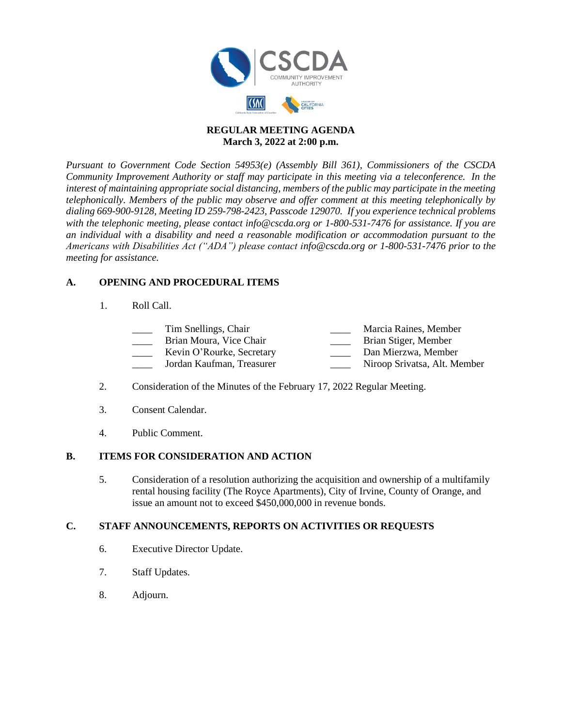**REGULAR MEETING AGENDA**
**March 3, 2022 at 2:00 p.m.**

*Pursuant to Government Code Section 54953(e) (Assembly Bill 361), Commissioners of the CSCDA Community Improvement Authority or staff may participate in this meeting via a teleconference. In the interest of maintaining appropriate social distancing, members of the public may participate in the meeting telephonically. Members of the public may observe and offer comment at this meeting telephonically by dialing 669-900-9128, Meeting ID 259-798-2423, Passcode 129070. If you experience technical problems with the telephonic meeting, please contact info@cscda.org or 1-800-531-7476 for assistance. If you are an individual with a disability and need a reasonable modification or accommodation pursuant to the Americans with Disabilities Act ("ADA") please contact info@cscda.org or 1-800-531-7476 prior to the meeting for assistance.*

## A. OPENING AND PROCEDURAL ITEMS

1. Roll Call.

   ____ Tim Snellings, Chair
   ____ Brian Moura, Vice Chair
   ____ Kevin O'Rourke, Secretary
   ____ Jordan Kaufman, Treasurer
   ____ Marcia Raines, Member
   ____ Brian Stiger, Member
   ____ Dan Mierzwa, Member
   ____ Niroop Srivatsa, Alt. Member

2. Consideration of the Minutes of the February 17, 2022 Regular Meeting.

3. Consent Calendar.

4. Public Comment.

## B. ITEMS FOR CONSIDERATION AND ACTION

5. Consideration of a resolution authorizing the acquisition and ownership of a multifamily rental housing facility (The Royce Apartments), City of Irvine, County of Orange, and issue an amount not to exceed $450,000,000 in revenue bonds.

## C. STAFF ANNOUNCEMENTS, REPORTS ON ACTIVITIES OR REQUESTS

6. Executive Director Update.

7. Staff Updates.

8. Adjourn.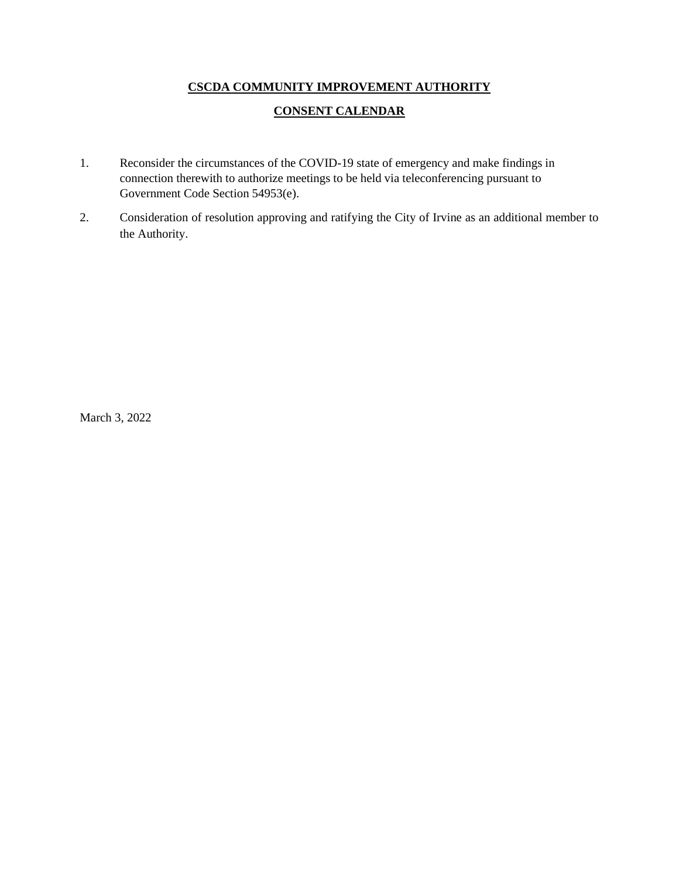**CSCDA COMMUNITY IMPROVEMENT AUTHORITY**

**CONSENT CALENDAR**

1. Reconsider the circumstances of the COVID-19 state of emergency and make findings in connection therewith to authorize meetings to be held via teleconferencing pursuant to Government Code Section 54953(e).

2. Consideration of resolution approving and ratifying the City of Irvine as an additional member to the Authority.

March 3, 2022